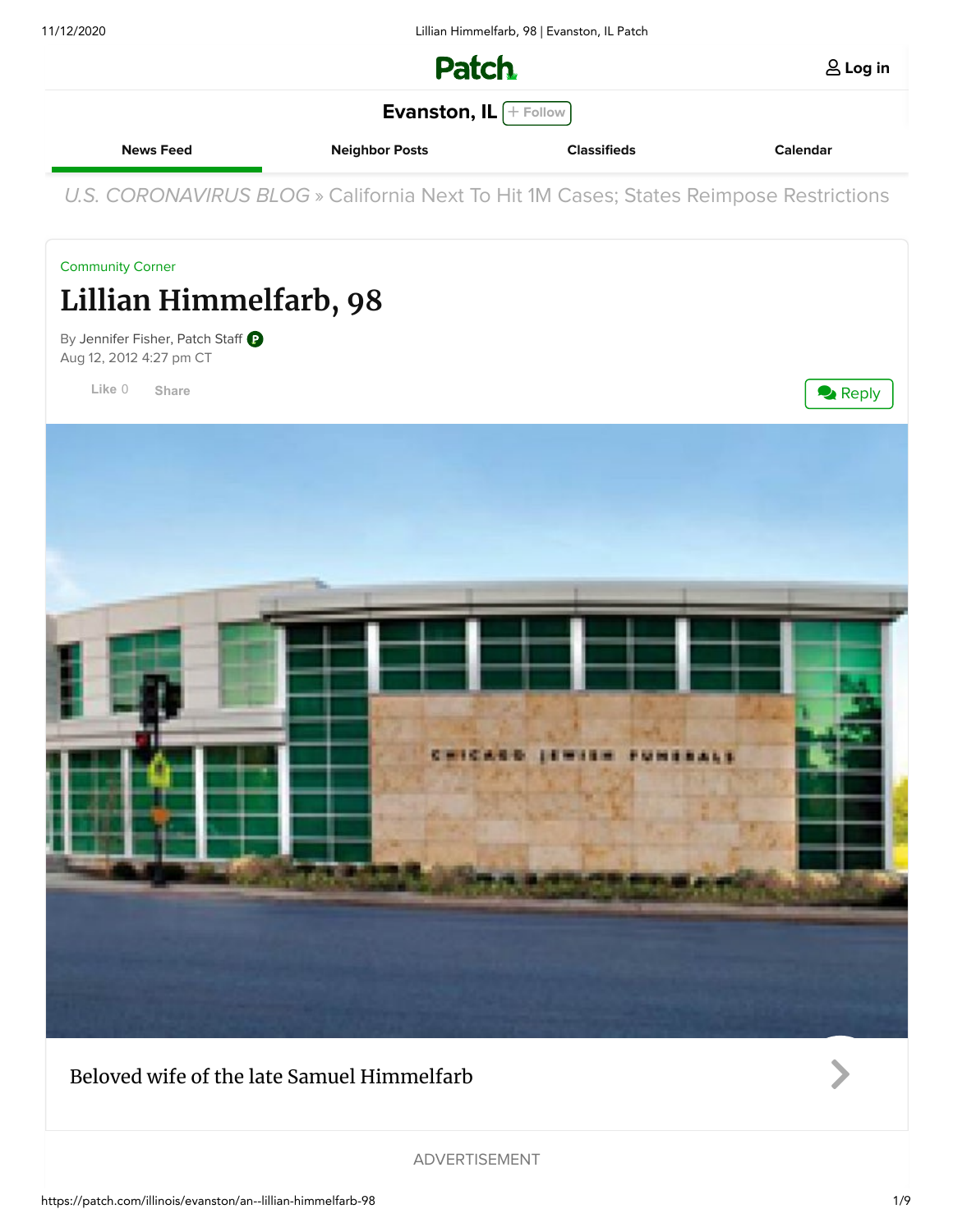# Patch

Log in

## Evanston, IL

+ Follow

News Feed | Neighbor Posts | Classifieds | Calendar

U.S. CORONAVIRUS BLOG » California Next To Hit 1M Cases; States Reimpose Restrictions

Community Corner

# Lillian Himmelfarb, 98

By Jennifer Fisher, Patch Staff

Aug 12, 2012 4:27 pm CT

Like 0 Share

Reply

Beloved wife of the late Samuel Himmelfarb

ADVERTISEMENT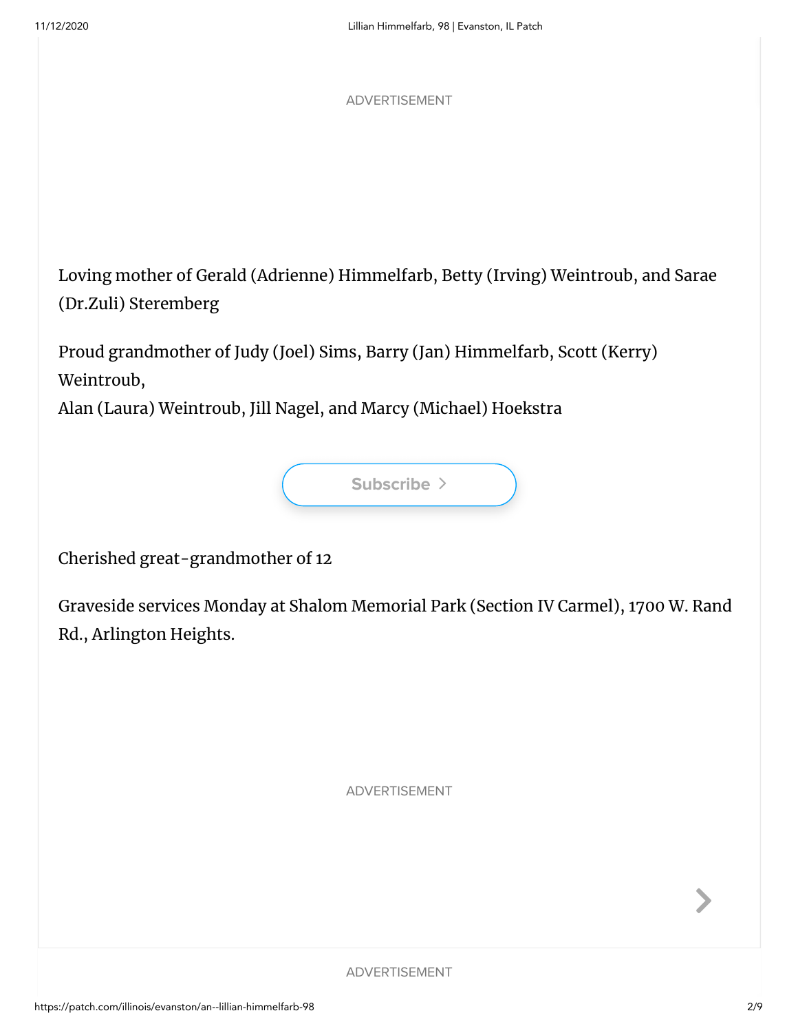Loving mother of Gerald (Adrienne) Himmelfarb, Betty (Irving) Weintroub, and Sarae (Dr.Zuli) Steremberg

Proud grandmother of Judy (Joel) Sims, Barry (Jan) Himmelfarb, Scott (Kerry) Weintroub,
Alan (Laura) Weintroub, Jill Nagel, and Marcy (Michael) Hoekstra

Cherished great-grandmother of 12

Graveside services Monday at Shalom Memorial Park (Section IV Carmel), 1700 W. Rand Rd., Arlington Heights.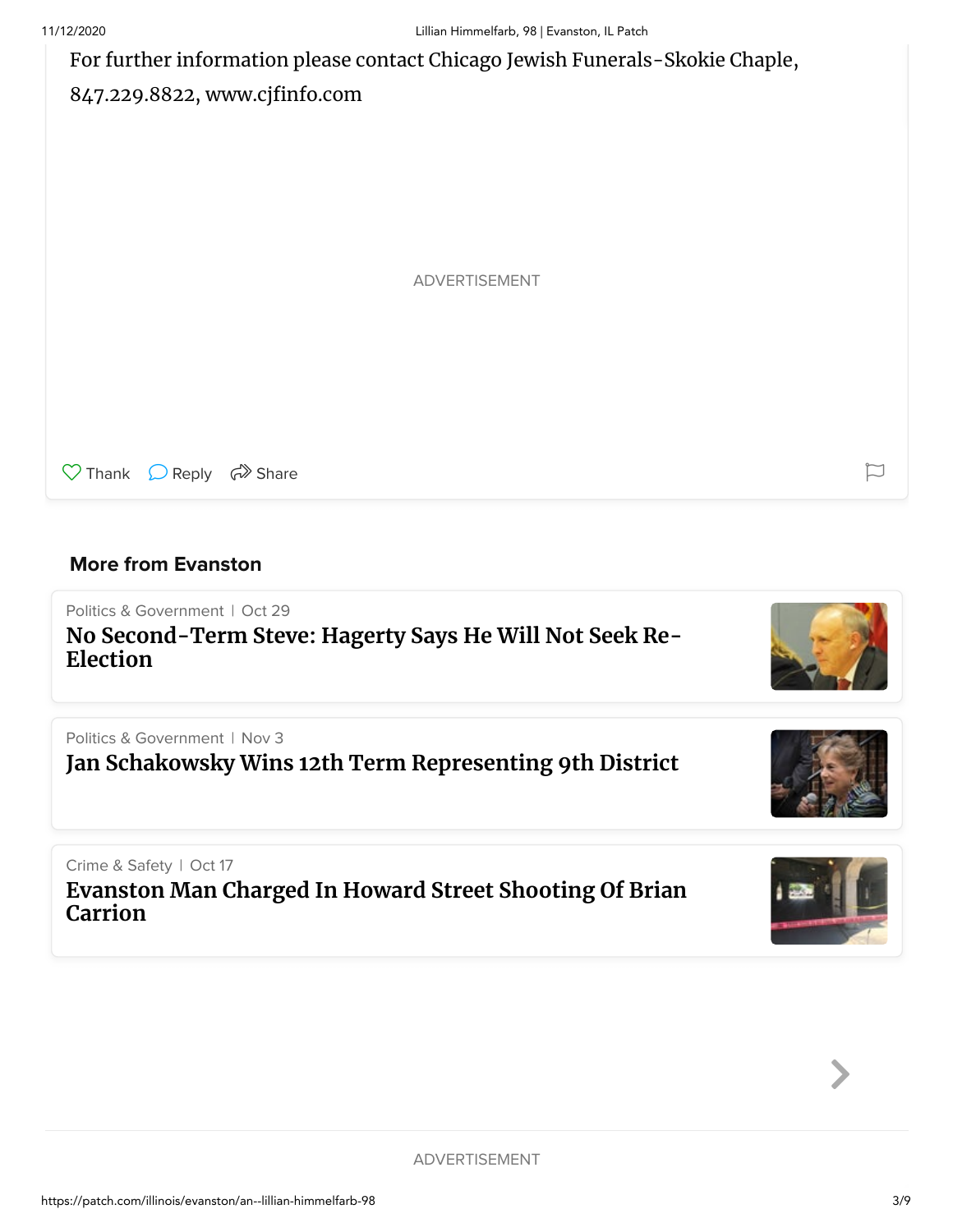For further information please contact Chicago Jewish Funerals-Skokie Chaple, 847.229.8822, www.cjfinfo.com

ADVERTISEMENT

Thank Reply Share

## More from Evanston

Politics & Government | Oct 29

**No Second-Term Steve: Hagerty Says He Will Not Seek Re-Election**

Politics & Government | Nov 3

**Jan Schakowsky Wins 12th Term Representing 9th District**

Crime & Safety | Oct 17

**Evanston Man Charged In Howard Street Shooting Of Brian Carrion**

ADVERTISEMENT